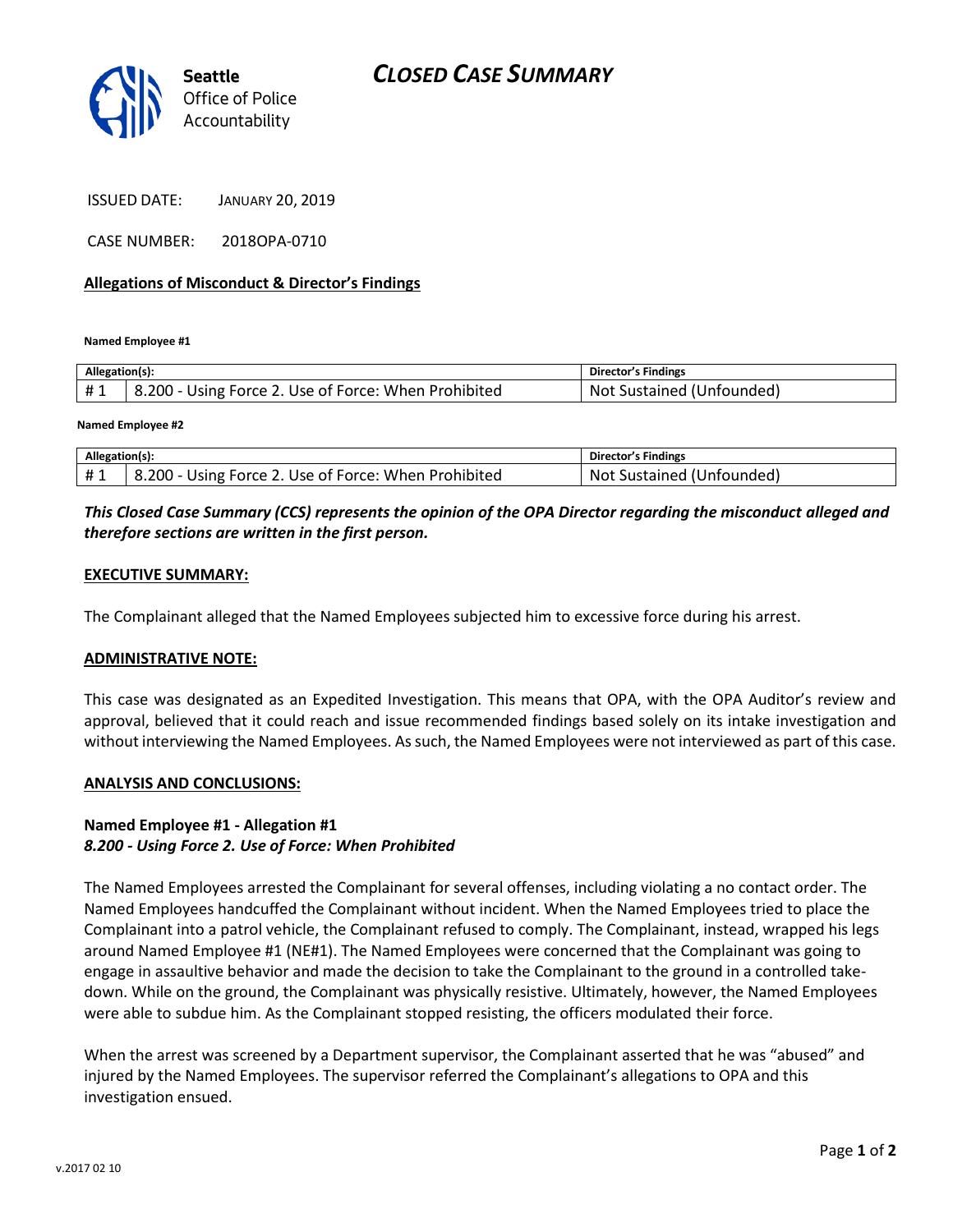Seattle
Office of Police
Accountability

# CLOSED CASE SUMMARY

ISSUED DATE: JANUARY 20, 2019

CASE NUMBER: 2018OPA-0710

**Allegations of Misconduct & Director's Findings**

**Named Employee #1**

| Allegation(s): | | Director's Findings |
|---|---|---|
| # 1 | 8.200 - Using Force 2. Use of Force: When Prohibited | Not Sustained (Unfounded) |

**Named Employee #2**

| Allegation(s): | | Director's Findings |
|---|---|---|
| # 1 | 8.200 - Using Force 2. Use of Force: When Prohibited | Not Sustained (Unfounded) |

***This Closed Case Summary (CCS) represents the opinion of the OPA Director regarding the misconduct alleged and therefore sections are written in the first person.***

**EXECUTIVE SUMMARY:**

The Complainant alleged that the Named Employees subjected him to excessive force during his arrest.

**ADMINISTRATIVE NOTE:**

This case was designated as an Expedited Investigation. This means that OPA, with the OPA Auditor's review and approval, believed that it could reach and issue recommended findings based solely on its intake investigation and without interviewing the Named Employees. As such, the Named Employees were not interviewed as part of this case.

**ANALYSIS AND CONCLUSIONS:**

**Named Employee #1 - Allegation #1**
***8.200 - Using Force 2. Use of Force: When Prohibited***

The Named Employees arrested the Complainant for several offenses, including violating a no contact order. The Named Employees handcuffed the Complainant without incident. When the Named Employees tried to place the Complainant into a patrol vehicle, the Complainant refused to comply. The Complainant, instead, wrapped his legs around Named Employee #1 (NE#1). The Named Employees were concerned that the Complainant was going to engage in assaultive behavior and made the decision to take the Complainant to the ground in a controlled take-down. While on the ground, the Complainant was physically resistive. Ultimately, however, the Named Employees were able to subdue him. As the Complainant stopped resisting, the officers modulated their force.

When the arrest was screened by a Department supervisor, the Complainant asserted that he was "abused" and injured by the Named Employees. The supervisor referred the Complainant's allegations to OPA and this investigation ensued.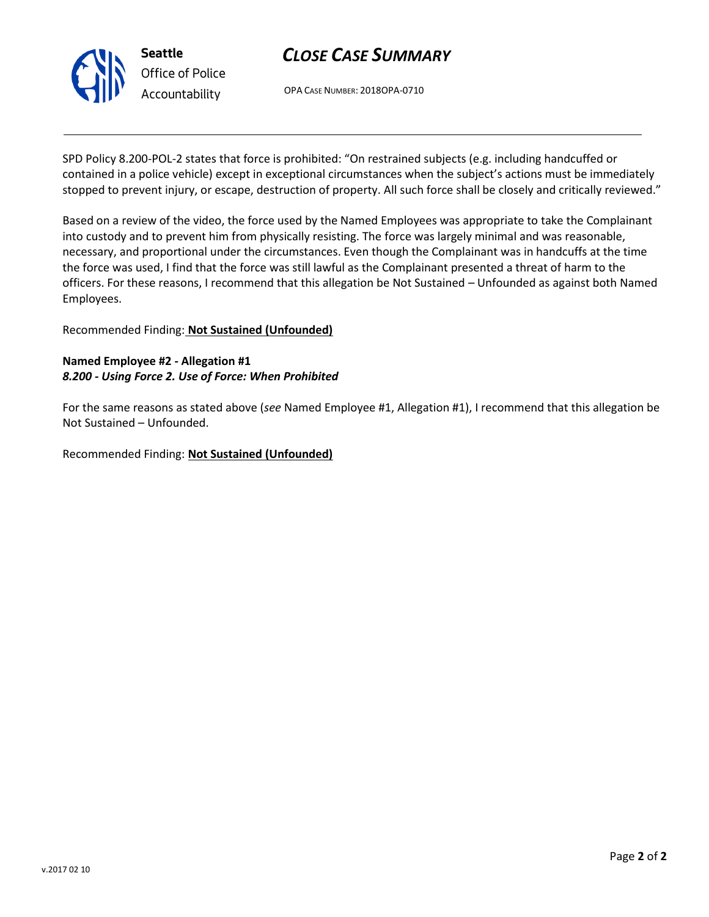SPD Policy 8.200-POL-2 states that force is prohibited: "On restrained subjects (e.g. including handcuffed or contained in a police vehicle) except in exceptional circumstances when the subject's actions must be immediately stopped to prevent injury, or escape, destruction of property. All such force shall be closely and critically reviewed."

Based on a review of the video, the force used by the Named Employees was appropriate to take the Complainant into custody and to prevent him from physically resisting. The force was largely minimal and was reasonable, necessary, and proportional under the circumstances. Even though the Complainant was in handcuffs at the time the force was used, I find that the force was still lawful as the Complainant presented a threat of harm to the officers. For these reasons, I recommend that this allegation be Not Sustained – Unfounded as against both Named Employees.

Recommended Finding: **Not Sustained (Unfounded)**

**Named Employee #2 - Allegation #1**
***8.200 - Using Force 2. Use of Force: When Prohibited***

For the same reasons as stated above (*see* Named Employee #1, Allegation #1), I recommend that this allegation be Not Sustained – Unfounded.

Recommended Finding: **Not Sustained (Unfounded)**